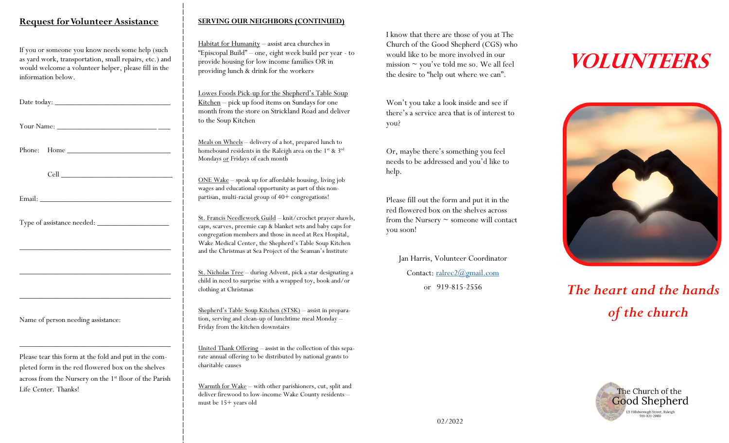## Request for Volunteer Assistance

If you or someone you know needs some help (such as yard work, transportation, small repairs, etc.) and would welcome a volunteer helper, please fill in the information below.

Date today: ______________________________

Your Name: ______________________________

Phone: Home ______________________________

Cell ______________________________

Email: ______________________________

Type of assistance needed: ___________________

______________________________________________

______________________________________________

______________________________________________

Name of person needing assistance:

______________________________________________

Please tear this form at the fold and put in the completed form in the red flowered box on the shelves across from the Nursery on the 1st floor of the Parish Life Center. Thanks!

### SERVING OUR NEIGHBORS (CONTINUED)

Habitat for Humanity – assist area churches in "Episcopal Build" – one, eight week build per year - to provide housing for low income families OR in providing lunch & drink for the workers

Lowes Foods Pick-up for the Shepherd's Table Soup Kitchen – pick up food items on Sundays for one month from the store on Strickland Road and deliver to the Soup Kitchen

Meals on Wheels – delivery of a hot, prepared lunch to homebound residents in the Raleigh area on the 1st & 3rd Mondays or Fridays of each month

ONE Wake – speak up for affordable housing, living job wages and educational opportunity as part of this non-partisan, multi-racial group of 40+ congregations!

St. Francis Needlework Guild – knit/crochet prayer shawls, caps, scarves, preemie cap & blanket sets and baby caps for congregation members and those in need at Rex Hospital, Wake Medical Center, the Shepherd's Table Soup Kitchen and the Christmas at Sea Project of the Seaman's Institute

St. Nicholas Tree – during Advent, pick a star designating a child in need to surprise with a wrapped toy, book and/or clothing at Christmas

Shepherd's Table Soup Kitchen (STSK) – assist in preparation, serving and clean-up of lunchtime meal Monday – Friday from the kitchen downstairs

United Thank Offering – assist in the collection of this separate annual offering to be distributed by national grants to charitable causes

Warmth for Wake – with other parishioners, cut, split and deliver firewood to low-income Wake County residents – must be 15+ years old

I know that there are those of you at The Church of the Good Shepherd (CGS) who would like to be more involved in our mission ~ you've told me so. We all feel the desire to "help out where we can".

Won't you take a look inside and see if there's a service area that is of interest to you?

Or, maybe there's something you feel needs to be addressed and you'd like to help.

Please fill out the form and put it in the red flowered box on the shelves across from the Nursery ~ someone will contact you soon!

Jan Harris, Volunteer Coordinator

Contact: ralrcc2@gmail.com

or 919-815-2556

02/2022

# *VOLUNTEERS*

## *The heart and the hands of the church*

The Church of the Good Shepherd

121 Hillsborough Street, Raleigh

919-831-2000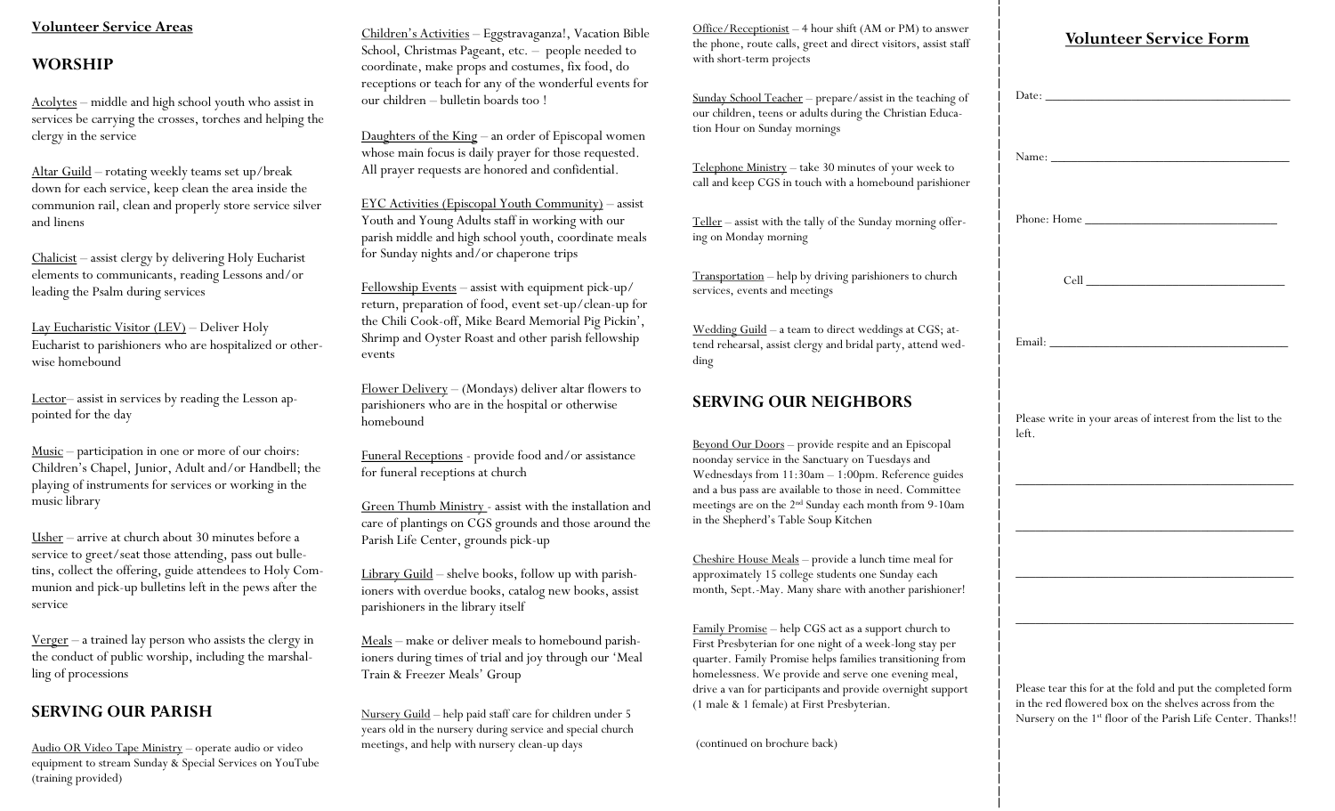**Volunteer Service Areas**

## WORSHIP

Acolytes – middle and high school youth who assist in services be carrying the crosses, torches and helping the clergy in the service

Altar Guild – rotating weekly teams set up/break down for each service, keep clean the area inside the communion rail, clean and properly store service silver and linens

Chalicist – assist clergy by delivering Holy Eucharist elements to communicants, reading Lessons and/or leading the Psalm during services

Lay Eucharistic Visitor (LEV) – Deliver Holy Eucharist to parishioners who are hospitalized or otherwise homebound

Lector– assist in services by reading the Lesson appointed for the day

Music – participation in one or more of our choirs: Children's Chapel, Junior, Adult and/or Handbell; the playing of instruments for services or working in the music library

Usher – arrive at church about 30 minutes before a service to greet/seat those attending, pass out bulletins, collect the offering, guide attendees to Holy Communion and pick-up bulletins left in the pews after the service

Verger – a trained lay person who assists the clergy in the conduct of public worship, including the marshalling of processions

## SERVING OUR PARISH

Audio OR Video Tape Ministry – operate audio or video equipment to stream Sunday & Special Services on YouTube (training provided)

Children's Activities – Eggstravaganza!, Vacation Bible School, Christmas Pageant, etc. – people needed to coordinate, make props and costumes, fix food, do receptions or teach for any of the wonderful events for our children – bulletin boards too !

Daughters of the King – an order of Episcopal women whose main focus is daily prayer for those requested. All prayer requests are honored and confidential.

EYC Activities (Episcopal Youth Community) – assist Youth and Young Adults staff in working with our parish middle and high school youth, coordinate meals for Sunday nights and/or chaperone trips

Fellowship Events – assist with equipment pick-up/return, preparation of food, event set-up/clean-up for the Chili Cook-off, Mike Beard Memorial Pig Pickin', Shrimp and Oyster Roast and other parish fellowship events

Flower Delivery – (Mondays) deliver altar flowers to parishioners who are in the hospital or otherwise homebound

Funeral Receptions - provide food and/or assistance for funeral receptions at church

Green Thumb Ministry - assist with the installation and care of plantings on CGS grounds and those around the Parish Life Center, grounds pick-up

Library Guild – shelve books, follow up with parishioners with overdue books, catalog new books, assist parishioners in the library itself

Meals – make or deliver meals to homebound parishioners during times of trial and joy through our 'Meal Train & Freezer Meals' Group

Nursery Guild – help paid staff care for children under 5 years old in the nursery during service and special church meetings, and help with nursery clean-up days

Office/Receptionist – 4 hour shift (AM or PM) to answer the phone, route calls, greet and direct visitors, assist staff with short-term projects

Sunday School Teacher – prepare/assist in the teaching of our children, teens or adults during the Christian Education Hour on Sunday mornings

Telephone Ministry – take 30 minutes of your week to call and keep CGS in touch with a homebound parishioner

Teller – assist with the tally of the Sunday morning offering on Monday morning

Transportation – help by driving parishioners to church services, events and meetings

Wedding Guild – a team to direct weddings at CGS; attend rehearsal, assist clergy and bridal party, attend wedding

## SERVING OUR NEIGHBORS

Beyond Our Doors – provide respite and an Episcopal noonday service in the Sanctuary on Tuesdays and Wednesdays from 11:30am – 1:00pm. Reference guides and a bus pass are available to those in need. Committee meetings are on the 2nd Sunday each month from 9-10am in the Shepherd's Table Soup Kitchen

Cheshire House Meals – provide a lunch time meal for approximately 15 college students one Sunday each month, Sept.-May. Many share with another parishioner!

Family Promise – help CGS act as a support church to First Presbyterian for one night of a week-long stay per quarter. Family Promise helps families transitioning from homelessness. We provide and serve one evening meal, drive a van for participants and provide overnight support (1 male & 1 female) at First Presbyterian.

(continued on brochure back)

## Volunteer Service Form

Date: ______________________________

Name: ______________________________

Phone: Home ______________________________

Cell ______________________________

Email: ______________________________

Please write in your areas of interest from the list to the left.

______________________________

______________________________

______________________________

______________________________

Please tear this for at the fold and put the completed form in the red flowered box on the shelves across from the Nursery on the 1st floor of the Parish Life Center. Thanks!!